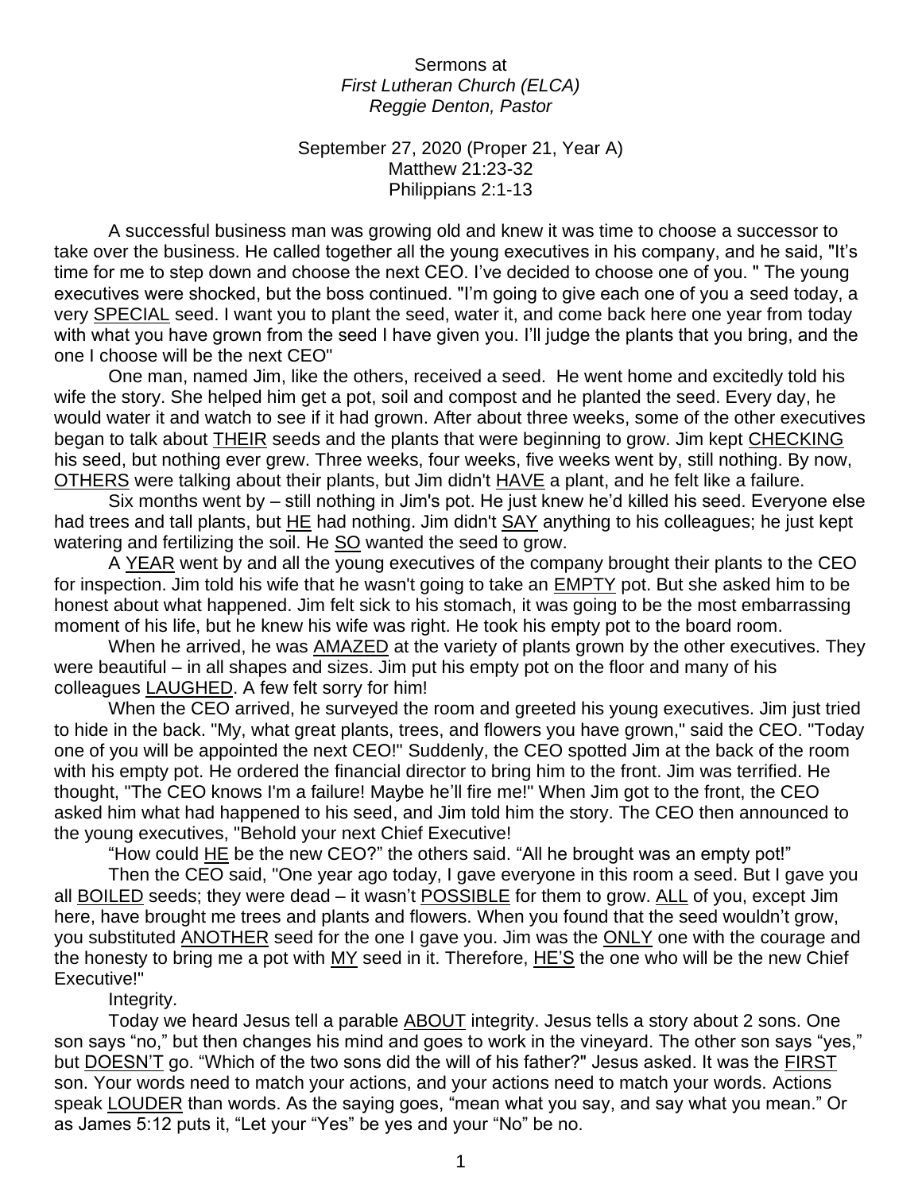Sermons at
*First Lutheran Church (ELCA)*
*Reggie Denton, Pastor*

September 27, 2020 (Proper 21, Year A)
Matthew 21:23-32
Philippians 2:1-13

A successful business man was growing old and knew it was time to choose a successor to take over the business. He called together all the young executives in his company, and he said, "It's time for me to step down and choose the next CEO. I've decided to choose one of you. " The young executives were shocked, but the boss continued. "I'm going to give each one of you a seed today, a very <u>SPECIAL</u> seed. I want you to plant the seed, water it, and come back here one year from today with what you have grown from the seed I have given you. I'll judge the plants that you bring, and the one I choose will be the next CEO"

One man, named Jim, like the others, received a seed. He went home and excitedly told his wife the story. She helped him get a pot, soil and compost and he planted the seed. Every day, he would water it and watch to see if it had grown. After about three weeks, some of the other executives began to talk about <u>THEIR</u> seeds and the plants that were beginning to grow. Jim kept <u>CHECKING</u> his seed, but nothing ever grew. Three weeks, four weeks, five weeks went by, still nothing. By now, <u>OTHERS</u> were talking about their plants, but Jim didn't <u>HAVE</u> a plant, and he felt like a failure.

Six months went by – still nothing in Jim's pot. He just knew he'd killed his seed. Everyone else had trees and tall plants, but <u>HE</u> had nothing. Jim didn't <u>SAY</u> anything to his colleagues; he just kept watering and fertilizing the soil. He <u>SO</u> wanted the seed to grow.

A <u>YEAR</u> went by and all the young executives of the company brought their plants to the CEO for inspection. Jim told his wife that he wasn't going to take an <u>EMPTY</u> pot. But she asked him to be honest about what happened. Jim felt sick to his stomach, it was going to be the most embarrassing moment of his life, but he knew his wife was right. He took his empty pot to the board room.

When he arrived, he was <u>AMAZED</u> at the variety of plants grown by the other executives. They were beautiful – in all shapes and sizes. Jim put his empty pot on the floor and many of his colleagues <u>LAUGHED</u>. A few felt sorry for him!

When the CEO arrived, he surveyed the room and greeted his young executives. Jim just tried to hide in the back. "My, what great plants, trees, and flowers you have grown," said the CEO. "Today one of you will be appointed the next CEO!" Suddenly, the CEO spotted Jim at the back of the room with his empty pot. He ordered the financial director to bring him to the front. Jim was terrified. He thought, "The CEO knows I'm a failure! Maybe he'll fire me!" When Jim got to the front, the CEO asked him what had happened to his seed, and Jim told him the story. The CEO then announced to the young executives, "Behold your next Chief Executive!

"How could <u>HE</u> be the new CEO?" the others said. "All he brought was an empty pot!"

Then the CEO said, "One year ago today, I gave everyone in this room a seed. But I gave you all <u>BOILED</u> seeds; they were dead – it wasn't <u>POSSIBLE</u> for them to grow. <u>ALL</u> of you, except Jim here, have brought me trees and plants and flowers. When you found that the seed wouldn't grow, you substituted <u>ANOTHER</u> seed for the one I gave you. Jim was the <u>ONLY</u> one with the courage and the honesty to bring me a pot with <u>MY</u> seed in it. Therefore, <u>HE'S</u> the one who will be the new Chief Executive!"

Integrity.

Today we heard Jesus tell a parable <u>ABOUT</u> integrity. Jesus tells a story about 2 sons. One son says "no," but then changes his mind and goes to work in the vineyard. The other son says "yes," but <u>DOESN'T</u> go. "Which of the two sons did the will of his father?" Jesus asked. It was the <u>FIRST</u> son. Your words need to match your actions, and your actions need to match your words. Actions speak <u>LOUDER</u> than words. As the saying goes, "mean what you say, and say what you mean." Or as James 5:12 puts it, "Let your "Yes" be yes and your "No" be no.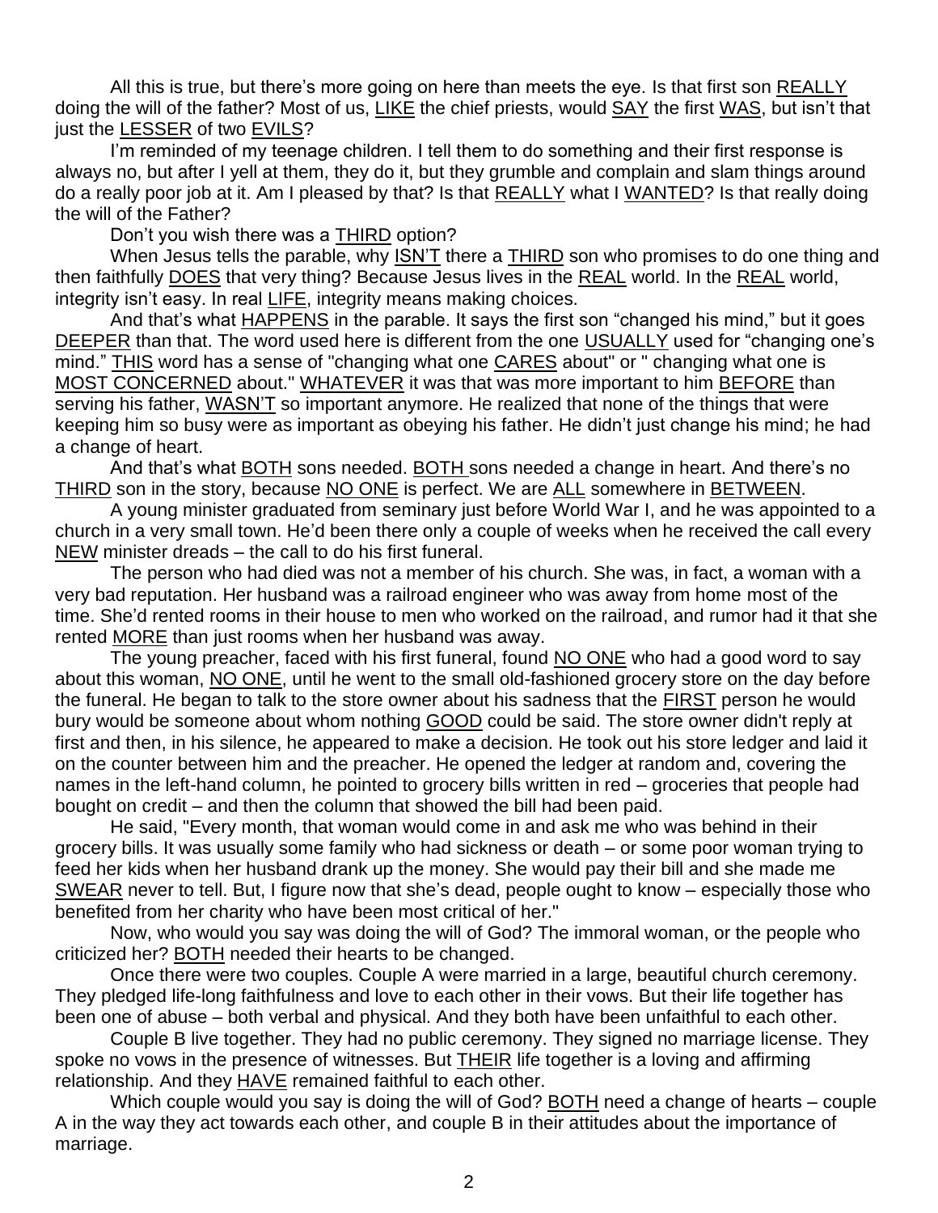All this is true, but there's more going on here than meets the eye. Is that first son REALLY doing the will of the father? Most of us, LIKE the chief priests, would SAY the first WAS, but isn't that just the LESSER of two EVILS?

I'm reminded of my teenage children. I tell them to do something and their first response is always no, but after I yell at them, they do it, but they grumble and complain and slam things around do a really poor job at it. Am I pleased by that? Is that REALLY what I WANTED? Is that really doing the will of the Father?

Don't you wish there was a THIRD option?

When Jesus tells the parable, why ISN'T there a THIRD son who promises to do one thing and then faithfully DOES that very thing? Because Jesus lives in the REAL world. In the REAL world, integrity isn't easy. In real LIFE, integrity means making choices.

And that's what HAPPENS in the parable. It says the first son "changed his mind," but it goes DEEPER than that. The word used here is different from the one USUALLY used for "changing one's mind." THIS word has a sense of "changing what one CARES about" or " changing what one is MOST CONCERNED about." WHATEVER it was that was more important to him BEFORE than serving his father, WASN'T so important anymore. He realized that none of the things that were keeping him so busy were as important as obeying his father. He didn't just change his mind; he had a change of heart.

And that's what BOTH sons needed. BOTH sons needed a change in heart. And there's no THIRD son in the story, because NO ONE is perfect. We are ALL somewhere in BETWEEN.

A young minister graduated from seminary just before World War I, and he was appointed to a church in a very small town. He'd been there only a couple of weeks when he received the call every NEW minister dreads – the call to do his first funeral.

The person who had died was not a member of his church. She was, in fact, a woman with a very bad reputation. Her husband was a railroad engineer who was away from home most of the time. She'd rented rooms in their house to men who worked on the railroad, and rumor had it that she rented MORE than just rooms when her husband was away.

The young preacher, faced with his first funeral, found NO ONE who had a good word to say about this woman, NO ONE, until he went to the small old-fashioned grocery store on the day before the funeral. He began to talk to the store owner about his sadness that the FIRST person he would bury would be someone about whom nothing GOOD could be said. The store owner didn't reply at first and then, in his silence, he appeared to make a decision. He took out his store ledger and laid it on the counter between him and the preacher. He opened the ledger at random and, covering the names in the left-hand column, he pointed to grocery bills written in red – groceries that people had bought on credit – and then the column that showed the bill had been paid.

He said, "Every month, that woman would come in and ask me who was behind in their grocery bills. It was usually some family who had sickness or death – or some poor woman trying to feed her kids when her husband drank up the money. She would pay their bill and she made me SWEAR never to tell. But, I figure now that she's dead, people ought to know – especially those who benefited from her charity who have been most critical of her."

Now, who would you say was doing the will of God? The immoral woman, or the people who criticized her? BOTH needed their hearts to be changed.

Once there were two couples. Couple A were married in a large, beautiful church ceremony. They pledged life-long faithfulness and love to each other in their vows. But their life together has been one of abuse – both verbal and physical. And they both have been unfaithful to each other.

Couple B live together. They had no public ceremony. They signed no marriage license. They spoke no vows in the presence of witnesses. But THEIR life together is a loving and affirming relationship. And they HAVE remained faithful to each other.

Which couple would you say is doing the will of God? BOTH need a change of hearts – couple A in the way they act towards each other, and couple B in their attitudes about the importance of marriage.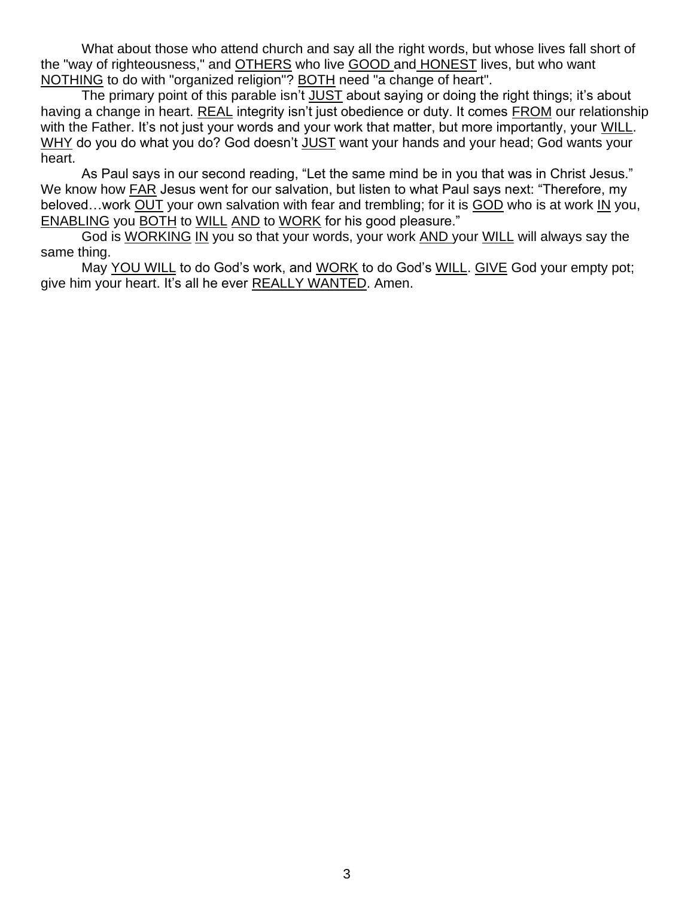What about those who attend church and say all the right words, but whose lives fall short of the "way of righteousness," and OTHERS who live GOOD and HONEST lives, but who want NOTHING to do with "organized religion"? BOTH need "a change of heart".

The primary point of this parable isn't JUST about saying or doing the right things; it's about having a change in heart. REAL integrity isn't just obedience or duty. It comes FROM our relationship with the Father. It's not just your words and your work that matter, but more importantly, your WILL. WHY do you do what you do? God doesn't JUST want your hands and your head; God wants your heart.

As Paul says in our second reading, "Let the same mind be in you that was in Christ Jesus." We know how FAR Jesus went for our salvation, but listen to what Paul says next: "Therefore, my beloved…work OUT your own salvation with fear and trembling; for it is GOD who is at work IN you, ENABLING you BOTH to WILL AND to WORK for his good pleasure."

God is WORKING IN you so that your words, your work AND your WILL will always say the same thing.

May YOU WILL to do God's work, and WORK to do God's WILL. GIVE God your empty pot; give him your heart. It's all he ever REALLY WANTED. Amen.